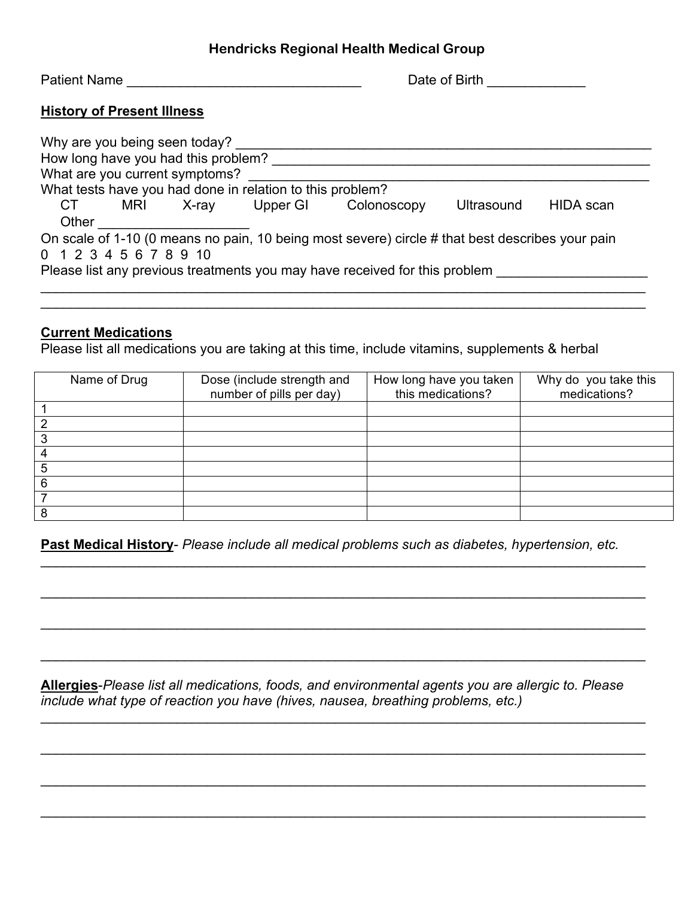# Hendricks Regional Health Medical Group

Patient Name _______________________________ Date of Birth _____________

## History of Present Illness

Why are you being seen today? _______________________________________________________

How long have you had this problem? __________________________________________________

What are you current symptoms? ______________________________________________________

What tests have you had done in relation to this problem?

CT MRI X-ray Upper GI Colonoscopy Ultrasound HIDA scan

Other ____________________

On scale of 1-10 (0 means no pain, 10 being most severe) circle # that best describes your pain

0 1 2 3 4 5 6 7 8 9 10

Please list any previous treatments you may have received for this problem ___________________

_____________________________________________________________________________________

_____________________________________________________________________________________

## Current Medications

Please list all medications you are taking at this time, include vitamins, supplements & herbal

| Name of Drug | Dose (include strength and number of pills per day) | How long have you taken this medications? | Why do you take this medications? |
|---|---|---|---|
| 1 | | | |
| 2 | | | |
| 3 | | | |
| 4 | | | |
| 5 | | | |
| 6 | | | |
| 7 | | | |
| 8 | | | |

**Past Medical History**- *Please include all medical problems such as diabetes, hypertension, etc.*

_____________________________________________________________________________________

_____________________________________________________________________________________

_____________________________________________________________________________________

_____________________________________________________________________________________

**Allergies**-*Please list all medications, foods, and environmental agents you are allergic to. Please include what type of reaction you have (hives, nausea, breathing problems, etc.)*

_____________________________________________________________________________________

_____________________________________________________________________________________

_____________________________________________________________________________________

_____________________________________________________________________________________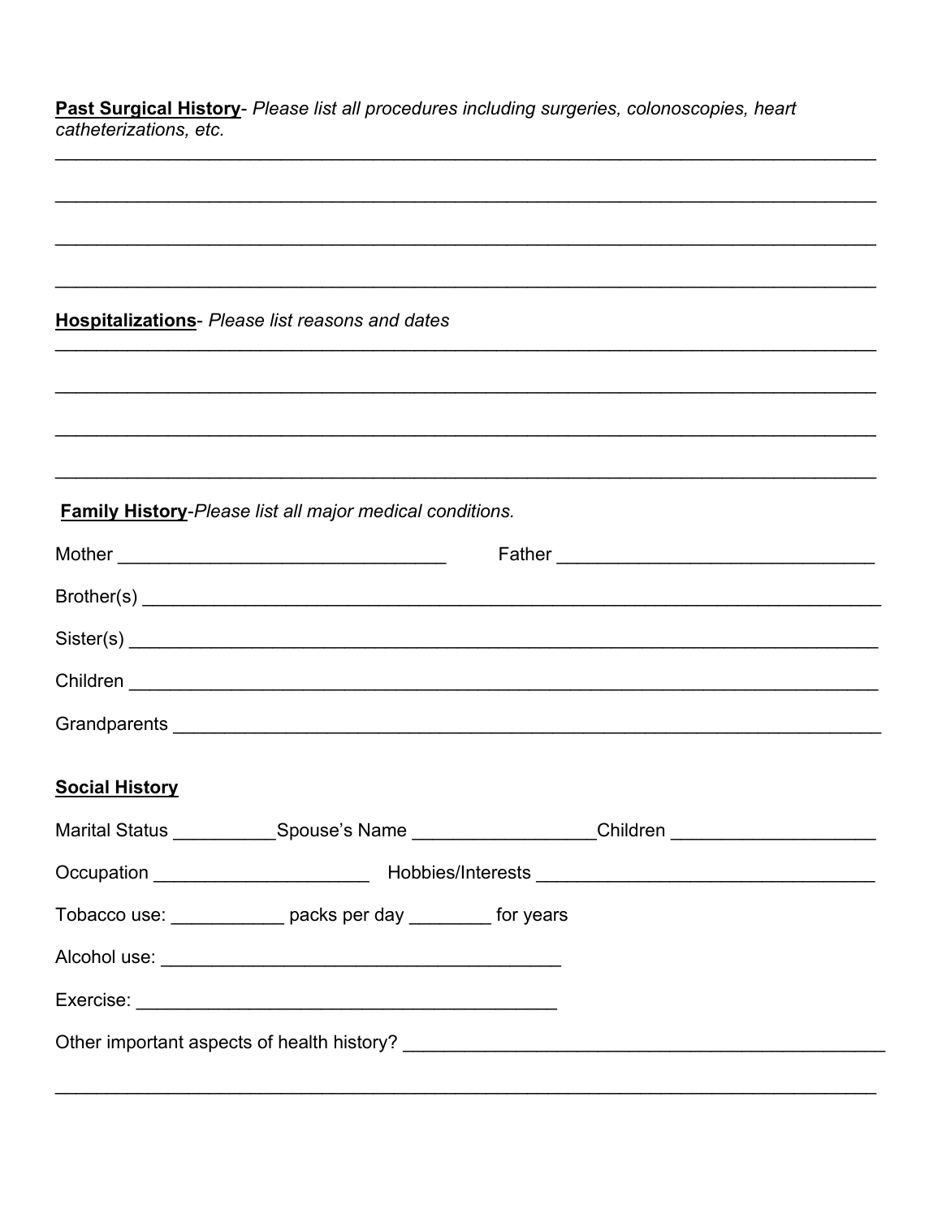**Past Surgical History**- *Please list all procedures including surgeries, colonoscopies, heart catheterizations, etc.*

_______________________________________________________________________________

_______________________________________________________________________________

_______________________________________________________________________________

_______________________________________________________________________________

**Hospitalizations**- *Please list reasons and dates*

_______________________________________________________________________________

_______________________________________________________________________________

_______________________________________________________________________________

_______________________________________________________________________________

**Family History**-*Please list all major medical conditions.*

Mother ________________________________ Father ________________________________

Brother(s) ______________________________________________________________________

Sister(s) _______________________________________________________________________

Children _______________________________________________________________________

Grandparents ___________________________________________________________________

**Social History**

Marital Status __________Spouse's Name _________________Children ___________________

Occupation _____________________ Hobbies/Interests _________________________________

Tobacco use: ___________ packs per day ________ for years

Alcohol use: _______________________________________

Exercise: _________________________________________

Other important aspects of health history? _______________________________________________

_______________________________________________________________________________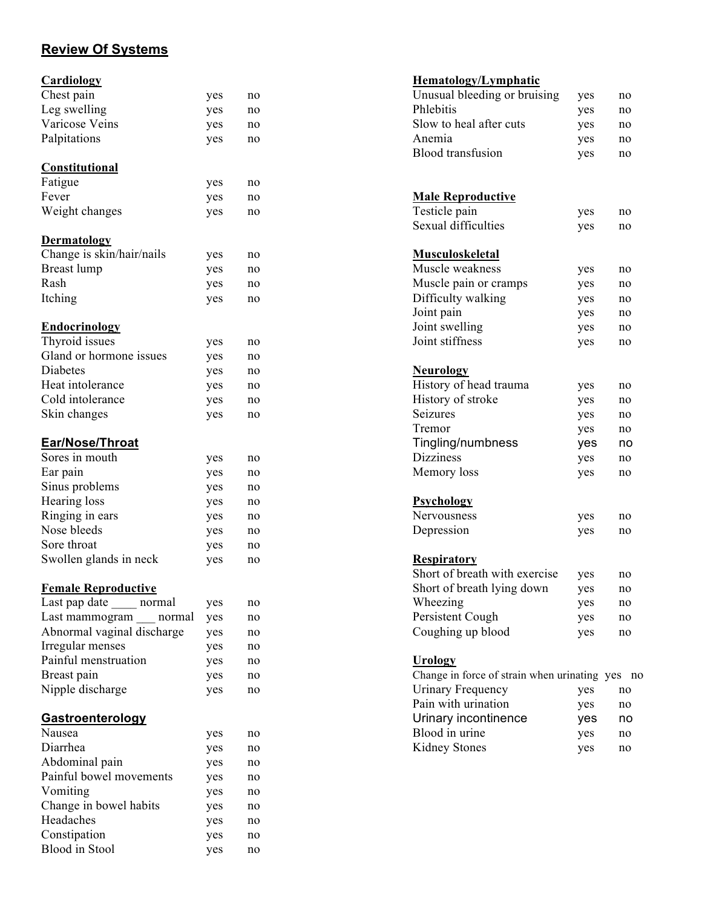## Review Of Systems

### Cardiology

| | | |
|---|---|---|
| Chest pain | yes | no |
| Leg swelling | yes | no |
| Varicose Veins | yes | no |
| Palpitations | yes | no |

### Constitutional

| | | |
|---|---|---|
| Fatigue | yes | no |
| Fever | yes | no |
| Weight changes | yes | no |

### Dermatology

| | | |
|---|---|---|
| Change is skin/hair/nails | yes | no |
| Breast lump | yes | no |
| Rash | yes | no |
| Itching | yes | no |

### Endocrinology

| | | |
|---|---|---|
| Thyroid issues | yes | no |
| Gland or hormone issues | yes | no |
| Diabetes | yes | no |
| Heat intolerance | yes | no |
| Cold intolerance | yes | no |
| Skin changes | yes | no |

### Ear/Nose/Throat

| | | |
|---|---|---|
| Sores in mouth | yes | no |
| Ear pain | yes | no |
| Sinus problems | yes | no |
| Hearing loss | yes | no |
| Ringing in ears | yes | no |
| Nose bleeds | yes | no |
| Sore throat | yes | no |
| Swollen glands in neck | yes | no |

### Female Reproductive

| | | |
|---|---|---|
| Last pap date ____ normal | yes | no |
| Last mammogram ___ normal | yes | no |
| Abnormal vaginal discharge | yes | no |
| Irregular menses | yes | no |
| Painful menstruation | yes | no |
| Breast pain | yes | no |
| Nipple discharge | yes | no |

### Gastroenterology

| | | |
|---|---|---|
| Nausea | yes | no |
| Diarrhea | yes | no |
| Abdominal pain | yes | no |
| Painful bowel movements | yes | no |
| Vomiting | yes | no |
| Change in bowel habits | yes | no |
| Headaches | yes | no |
| Constipation | yes | no |
| Blood in Stool | yes | no |

### Hematology/Lymphatic

| | | |
|---|---|---|
| Unusual bleeding or bruising | yes | no |
| Phlebitis | yes | no |
| Slow to heal after cuts | yes | no |
| Anemia | yes | no |
| Blood transfusion | yes | no |

### Male Reproductive

| | | |
|---|---|---|
| Testicle pain | yes | no |
| Sexual difficulties | yes | no |

### Musculoskeletal

| | | |
|---|---|---|
| Muscle weakness | yes | no |
| Muscle pain or cramps | yes | no |
| Difficulty walking | yes | no |
| Joint pain | yes | no |
| Joint swelling | yes | no |
| Joint stiffness | yes | no |

### Neurology

| | | |
|---|---|---|
| History of head trauma | yes | no |
| History of stroke | yes | no |
| Seizures | yes | no |
| Tremor | yes | no |
| Tingling/numbness | yes | no |
| Dizziness | yes | no |
| Memory loss | yes | no |

### Psychology

| | | |
|---|---|---|
| Nervousness | yes | no |
| Depression | yes | no |

### Respiratory

| | | |
|---|---|---|
| Short of breath with exercise | yes | no |
| Short of breath lying down | yes | no |
| Wheezing | yes | no |
| Persistent Cough | yes | no |
| Coughing up blood | yes | no |

### Urology

| | | |
|---|---|---|
| Change in force of strain when urinating | yes | no |
| Urinary Frequency | yes | no |
| Pain with urination | yes | no |
| Urinary incontinence | yes | no |
| Blood in urine | yes | no |
| Kidney Stones | yes | no |